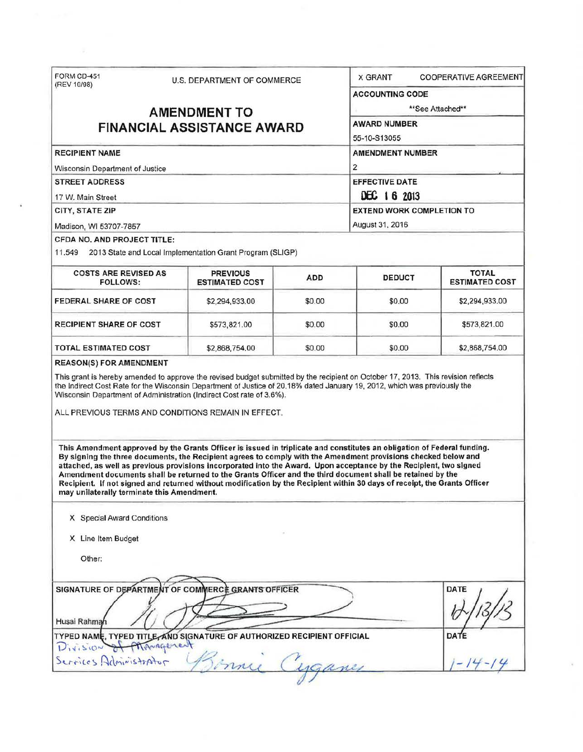FORM CD-451
(REV 10/98)

U.S. DEPARTMENT OF COMMERCE

# AMENDMENT TO FINANCIAL ASSISTANCE AWARD

X GRANT    COOPERATIVE AGREEMENT

**ACCOUNTING CODE**

**See Attached**

**AWARD NUMBER**

55-10-S13055

**RECIPIENT NAME**

Wisconsin Department of Justice

**AMENDMENT NUMBER**

2

**STREET ADDRESS**

17 W. Main Street

**EFFECTIVE DATE**

DEC 16 2013

**CITY, STATE ZIP**

Madison, WI 53707-7857

**EXTEND WORK COMPLETION TO**

August 31, 2016

**CFDA NO. AND PROJECT TITLE:**

11.549 2013 State and Local Implementation Grant Program (SLIGP)

| COSTS ARE REVISED AS FOLLOWS: | PREVIOUS ESTIMATED COST | ADD | DEDUCT | TOTAL ESTIMATED COST |
|---|---|---|---|---|
| FEDERAL SHARE OF COST | $2,294,933.00 | $0.00 | $0.00 | $2,294,933.00 |
| RECIPIENT SHARE OF COST | $573,821.00 | $0.00 | $0.00 | $573,821.00 |
| TOTAL ESTIMATED COST | $2,868,754.00 | $0.00 | $0.00 | $2,868,754.00 |

**REASON(S) FOR AMENDMENT**

This grant is hereby amended to approve the revised budget submitted by the recipient on October 17, 2013. This revision reflects the Indirect Cost Rate for the Wisconsin Department of Justice of 20.18% dated January 19, 2012, which was previously the Wisconsin Department of Administration (Indirect Cost rate of 3.6%).

ALL PREVIOUS TERMS AND CONDITIONS REMAIN IN EFFECT.

**This Amendment approved by the Grants Officer is issued in triplicate and constitutes an obligation of Federal funding. By signing the three documents, the Recipient agrees to comply with the Amendment provisions checked below and attached, as well as previous provisions incorporated into the Award. Upon acceptance by the Recipient, two signed Amendment documents shall be returned to the Grants Officer and the third document shall be retained by the Recipient. If not signed and returned without modification by the Recipient within 30 days of receipt, the Grants Officer may unilaterally terminate this Amendment.**

X Special Award Conditions

X Line Item Budget

Other:

**SIGNATURE OF DEPARTMENT OF COMMERCE GRANTS OFFICER**

Husai Rahman

**DATE**

12/13/13

**TYPED NAME, TYPED TITLE, AND SIGNATURE OF AUTHORIZED RECIPIENT OFFICIAL**

Division of Management Services Administrator    Bonnie Cyganek

**DATE**

1-14-14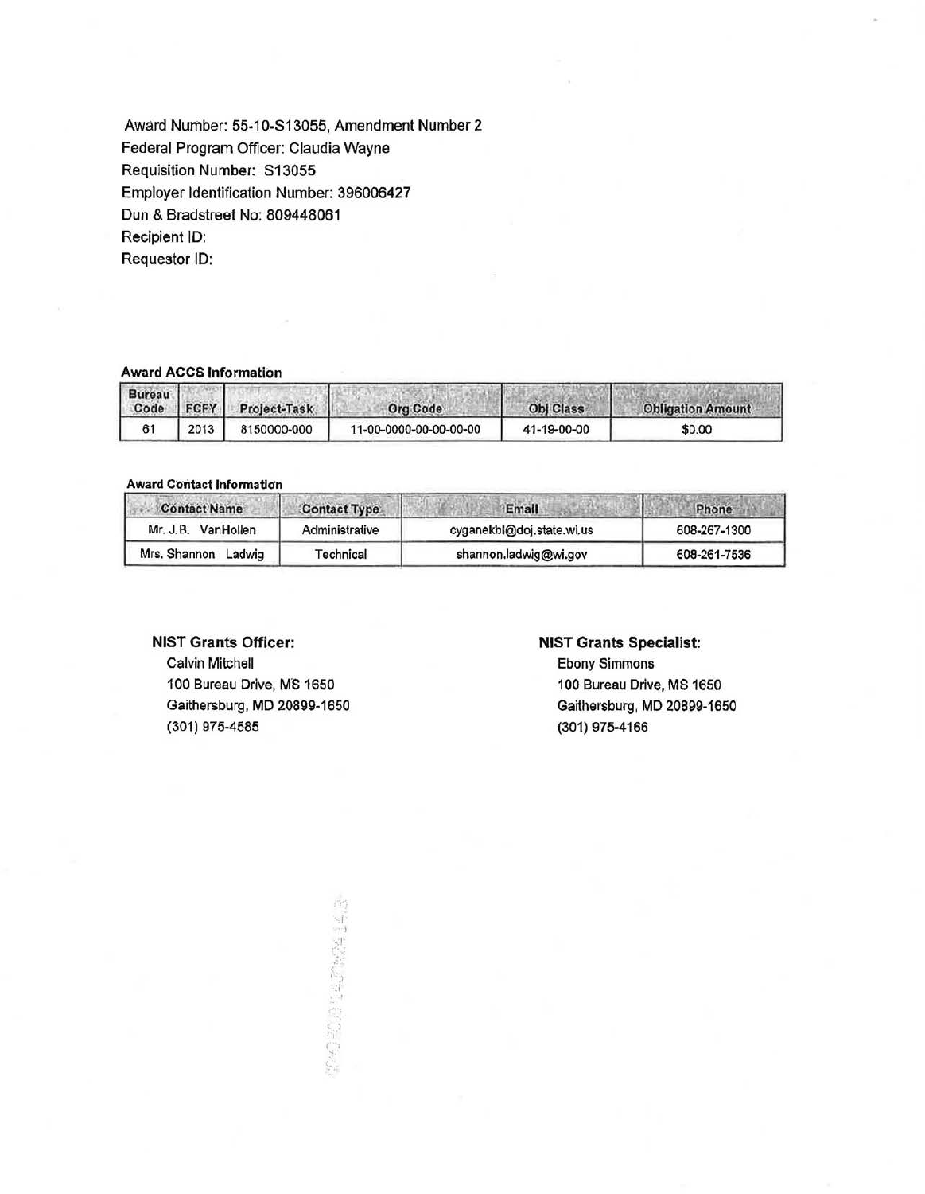Award Number: 55-10-S13055, Amendment Number 2
Federal Program Officer: Claudia Wayne
Requisition Number: S13055
Employer Identification Number: 396006427
Dun & Bradstreet No: 809448061
Recipient ID:
Requestor ID:

**Award ACCS Information**

| Bureau Code | FCFY | Project-Task | Org Code | Obj Class | Obligation Amount |
|---|---|---|---|---|---|
| 61 | 2013 | 8150000-000 | 11-00-0000-00-00-00-00 | 41-19-00-00 | $0.00 |

**Award Contact Information**

| Contact Name | Contact Type | Email | Phone |
|---|---|---|---|
| Mr. J.B. VanHollen | Administrative | cyganekbl@doj.state.wi.us | 608-267-1300 |
| Mrs. Shannon Ladwig | Technical | shannon.ladwig@wi.gov | 608-261-7536 |

**NIST Grants Officer:**
Calvin Mitchell
100 Bureau Drive, MS 1650
Gaithersburg, MD 20899-1650
(301) 975-4585

**NIST Grants Specialist:**
Ebony Simmons
100 Bureau Drive, MS 1650
Gaithersburg, MD 20899-1650
(301) 975-4166